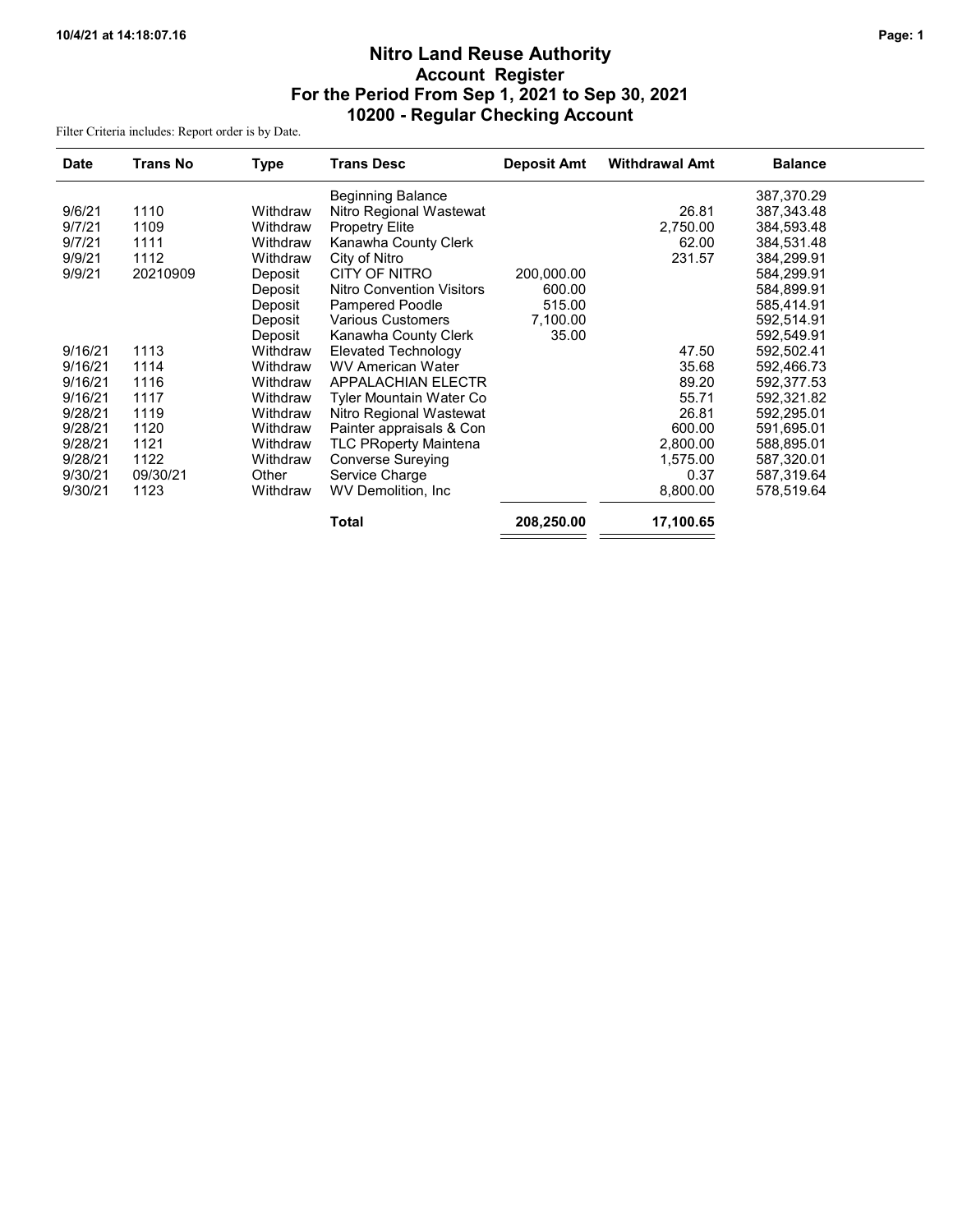# Nitro Land Reuse Authority
## Account Register
## For the Period From Sep 1, 2021 to Sep 30, 2021
## 10200 - Regular Checking Account

Filter Criteria includes: Report order is by Date.

| Date | Trans No | Type | Trans Desc | Deposit Amt | Withdrawal Amt | Balance |
|---|---|---|---|---|---|---|
| | | | Beginning Balance | | | 387,370.29 |
| 9/6/21 | 1110 | Withdraw | Nitro Regional Wastewat | | 26.81 | 387,343.48 |
| 9/7/21 | 1109 | Withdraw | Propetry Elite | | 2,750.00 | 384,593.48 |
| 9/7/21 | 1111 | Withdraw | Kanawha County Clerk | | 62.00 | 384,531.48 |
| 9/9/21 | 1112 | Withdraw | City of Nitro | | 231.57 | 384,299.91 |
| 9/9/21 | 20210909 | Deposit | CITY OF NITRO | 200,000.00 | | 584,299.91 |
| | | Deposit | Nitro Convention Visitors | 600.00 | | 584,899.91 |
| | | Deposit | Pampered Poodle | 515.00 | | 585,414.91 |
| | | Deposit | Various Customers | 7,100.00 | | 592,514.91 |
| | | Deposit | Kanawha County Clerk | 35.00 | | 592,549.91 |
| 9/16/21 | 1113 | Withdraw | Elevated Technology | | 47.50 | 592,502.41 |
| 9/16/21 | 1114 | Withdraw | WV American Water | | 35.68 | 592,466.73 |
| 9/16/21 | 1116 | Withdraw | APPALACHIAN ELECTR | | 89.20 | 592,377.53 |
| 9/16/21 | 1117 | Withdraw | Tyler Mountain Water Co | | 55.71 | 592,321.82 |
| 9/28/21 | 1119 | Withdraw | Nitro Regional Wastewat | | 26.81 | 592,295.01 |
| 9/28/21 | 1120 | Withdraw | Painter appraisals & Con | | 600.00 | 591,695.01 |
| 9/28/21 | 1121 | Withdraw | TLC PRoperty Maintena | | 2,800.00 | 588,895.01 |
| 9/28/21 | 1122 | Withdraw | Converse Sureying | | 1,575.00 | 587,320.01 |
| 9/30/21 | 09/30/21 | Other | Service Charge | | 0.37 | 587,319.64 |
| 9/30/21 | 1123 | Withdraw | WV Demolition, Inc | | 8,800.00 | 578,519.64 |
| | | | **Total** | **208,250.00** | **17,100.65** | |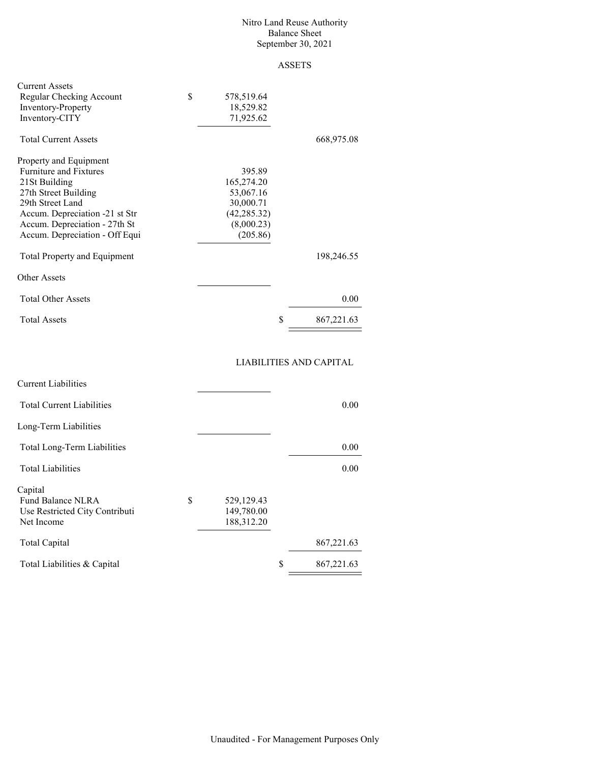# Nitro Land Reuse Authority
## Balance Sheet
### September 30, 2021

#### ASSETS

| | | |
|---|---|---|
| **Current Assets** | | |
| Regular Checking Account | $ 578,519.64 | |
| Inventory-Property | 18,529.82 | |
| Inventory-CITY | 71,925.62 | |
| Total Current Assets | | 668,975.08 |
| **Property and Equipment** | | |
| Furniture and Fixtures | 395.89 | |
| 21St Building | 165,274.20 | |
| 27th Street Building | 53,067.16 | |
| 29th Street Land | 30,000.71 | |
| Accum. Depreciation -21 st Str | (42,285.32) | |
| Accum. Depreciation - 27th St | (8,000.23) | |
| Accum. Depreciation - Off Equi | (205.86) | |
| Total Property and Equipment | | 198,246.55 |
| **Other Assets** | | |
| Total Other Assets | | 0.00 |
| Total Assets | | $ 867,221.63 |

#### LIABILITIES AND CAPITAL

| | | |
|---|---|---|
| **Current Liabilities** | | |
| Total Current Liabilities | | 0.00 |
| **Long-Term Liabilities** | | |
| Total Long-Term Liabilities | | 0.00 |
| Total Liabilities | | 0.00 |
| **Capital** | | |
| Fund Balance NLRA | $ 529,129.43 | |
| Use Restricted City Contributi | 149,780.00 | |
| Net Income | 188,312.20 | |
| Total Capital | | 867,221.63 |
| Total Liabilities & Capital | | $ 867,221.63 |

Unaudited - For Management Purposes Only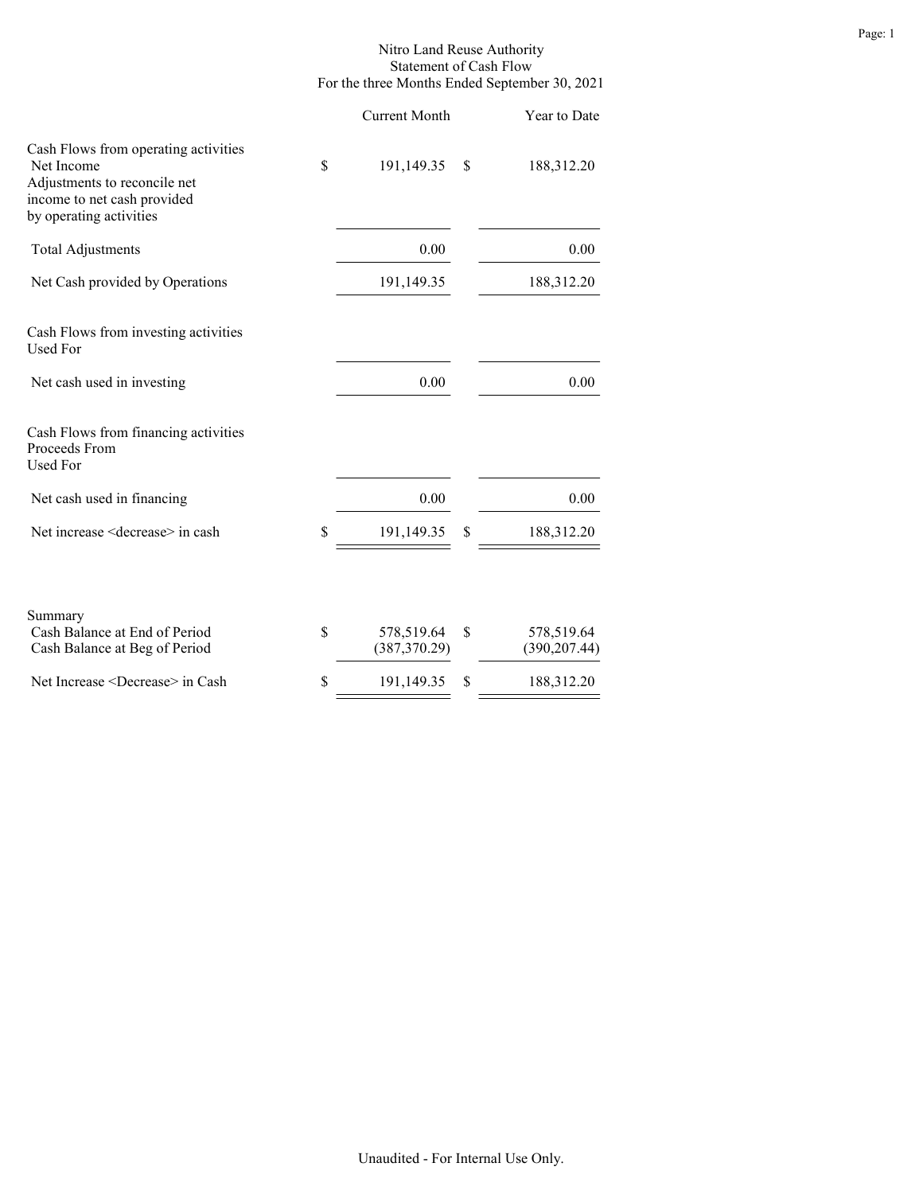# Nitro Land Reuse Authority
## Statement of Cash Flow
### For the three Months Ended September 30, 2021

| | | Current Month | | Year to Date |
|---|---|---|---|---|
| **Cash Flows from operating activities** | | | | |
| Net Income | $ | 191,149.35 | $ | 188,312.20 |
| Adjustments to reconcile net income to net cash provided by operating activities | | | | |
| Total Adjustments | | 0.00 | | 0.00 |
| Net Cash provided by Operations | | 191,149.35 | | 188,312.20 |
| **Cash Flows from investing activities** | | | | |
| Used For | | | | |
| Net cash used in investing | | 0.00 | | 0.00 |
| **Cash Flows from financing activities** | | | | |
| Proceeds From | | | | |
| Used For | | | | |
| Net cash used in financing | | 0.00 | | 0.00 |
| Net increase <decrease> in cash | $ | 191,149.35 | $ | 188,312.20 |
| **Summary** | | | | |
| Cash Balance at End of Period | $ | 578,519.64 | $ | 578,519.64 |
| Cash Balance at Beg of Period | | (387,370.29) | | (390,207.44) |
| Net Increase <Decrease> in Cash | $ | 191,149.35 | $ | 188,312.20 |

Unaudited - For Internal Use Only.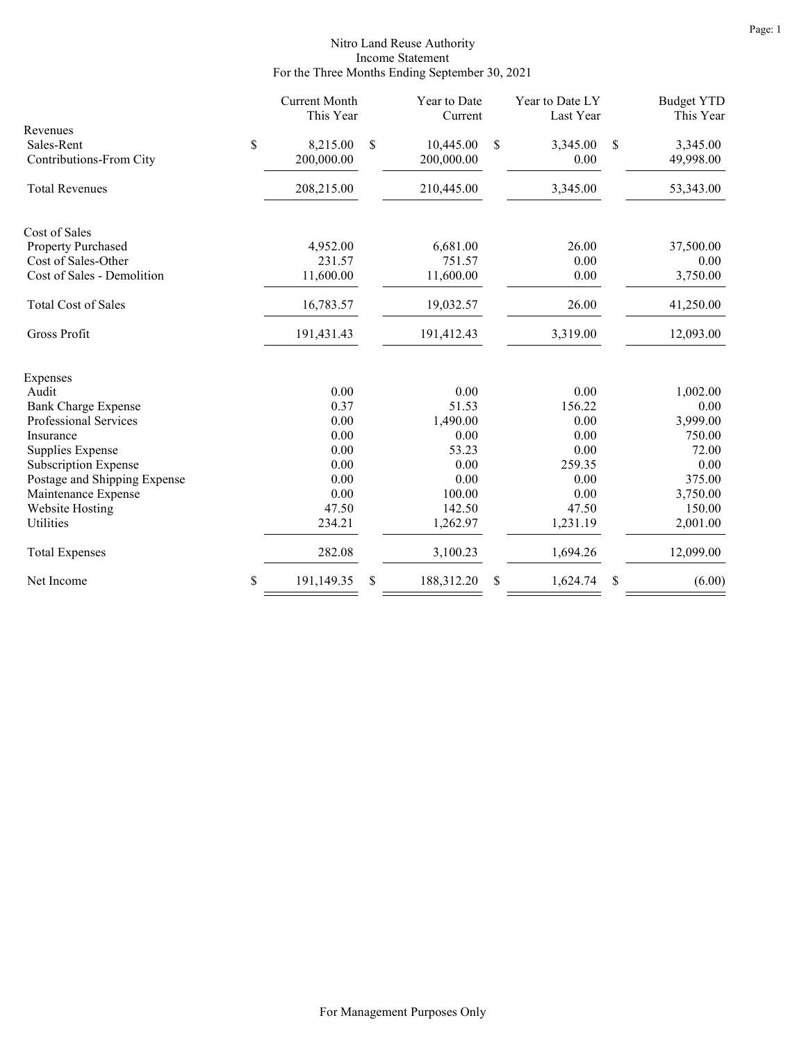Nitro Land Reuse Authority
Income Statement
For the Three Months Ending September 30, 2021

| | Current Month This Year | Year to Date Current | Year to Date LY Last Year | Budget YTD This Year |
|---|---|---|---|---|
| **Revenues** | | | | |
| Sales-Rent | $ 8,215.00 | $ 10,445.00 | $ 3,345.00 | $ 3,345.00 |
| Contributions-From City | 200,000.00 | 200,000.00 | 0.00 | 49,998.00 |
| Total Revenues | 208,215.00 | 210,445.00 | 3,345.00 | 53,343.00 |
| **Cost of Sales** | | | | |
| Property Purchased | 4,952.00 | 6,681.00 | 26.00 | 37,500.00 |
| Cost of Sales-Other | 231.57 | 751.57 | 0.00 | 0.00 |
| Cost of Sales - Demolition | 11,600.00 | 11,600.00 | 0.00 | 3,750.00 |
| Total Cost of Sales | 16,783.57 | 19,032.57 | 26.00 | 41,250.00 |
| Gross Profit | 191,431.43 | 191,412.43 | 3,319.00 | 12,093.00 |
| **Expenses** | | | | |
| Audit | 0.00 | 0.00 | 0.00 | 1,002.00 |
| Bank Charge Expense | 0.37 | 51.53 | 156.22 | 0.00 |
| Professional Services | 0.00 | 1,490.00 | 0.00 | 3,999.00 |
| Insurance | 0.00 | 0.00 | 0.00 | 750.00 |
| Supplies Expense | 0.00 | 53.23 | 0.00 | 72.00 |
| Subscription Expense | 0.00 | 0.00 | 259.35 | 0.00 |
| Postage and Shipping Expense | 0.00 | 0.00 | 0.00 | 375.00 |
| Maintenance Expense | 0.00 | 100.00 | 0.00 | 3,750.00 |
| Website Hosting | 47.50 | 142.50 | 47.50 | 150.00 |
| Utilities | 234.21 | 1,262.97 | 1,231.19 | 2,001.00 |
| Total Expenses | 282.08 | 3,100.23 | 1,694.26 | 12,099.00 |
| Net Income | $ 191,149.35 | $ 188,312.20 | $ 1,624.74 | $ (6.00) |

For Management Purposes Only